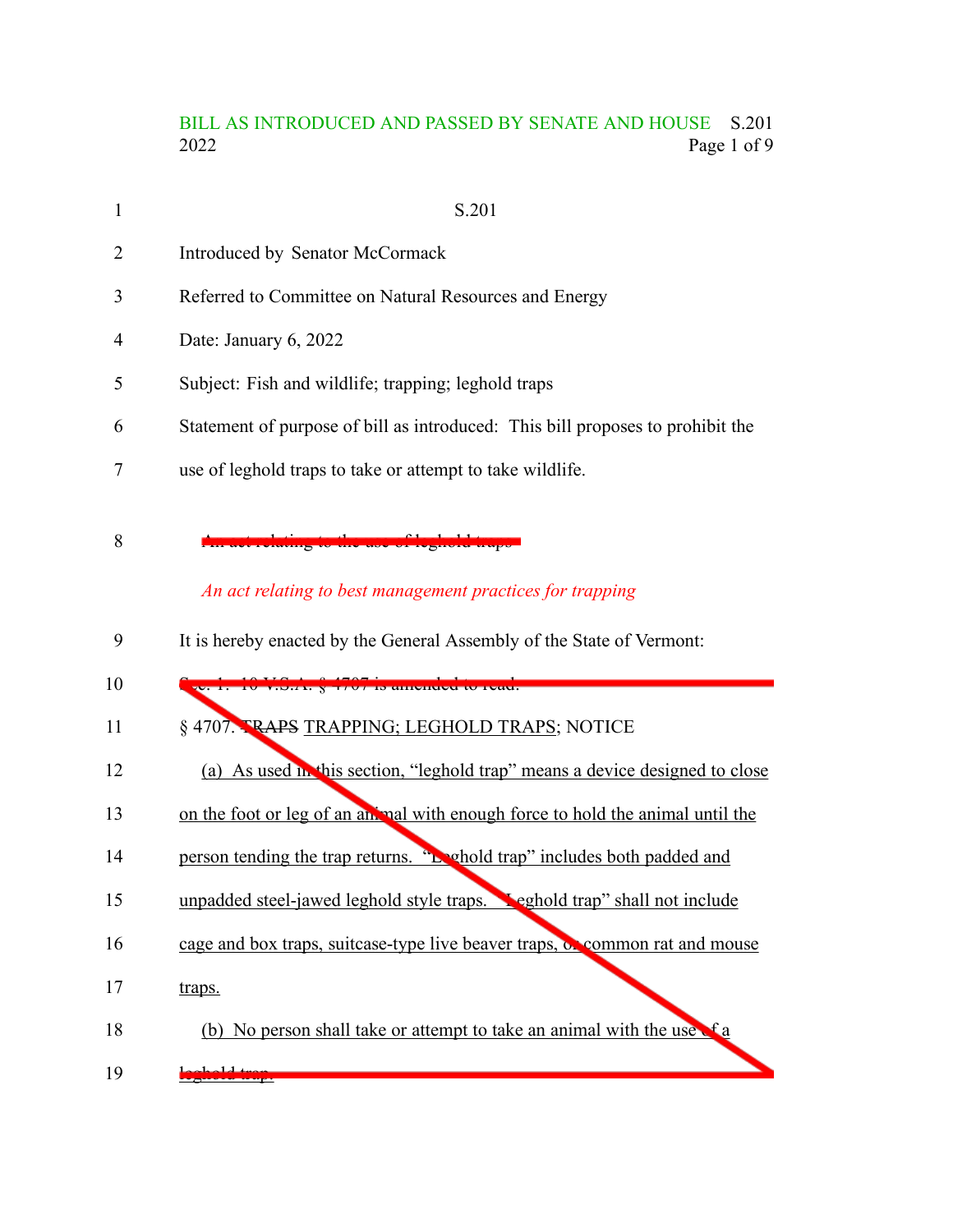S.201

Introduced by Senator McCormack

Referred to Committee on Natural Resources and Energy

Date: January 6, 2022

Subject: Fish and wildlife; trapping; leghold traps

Statement of purpose of bill as introduced: This bill proposes to prohibit the use of leghold traps to take or attempt to take wildlife.

~~An act relating to the use of leghold traps~~

*An act relating to best management practices for trapping*

It is hereby enacted by the General Assembly of the State of Vermont:

~~Sec. 1. 10 V.S.A. § 4707 is amended to read:~~

~~§ 4707. ~~TRAPS~~ TRAPPING; LEGHOLD TRAPS; NOTICE~~

~~(a) As used in this section, "leghold trap" means a device designed to close on the foot or leg of an animal with enough force to hold the animal until the person tending the trap returns. "Leghold trap" includes both padded and unpadded steel-jawed leghold style traps. "Leghold trap" shall not include cage and box traps, suitcase-type live beaver traps, or common rat and mouse traps.~~

~~(b) No person shall take or attempt to take an animal with the use of a leghold trap.~~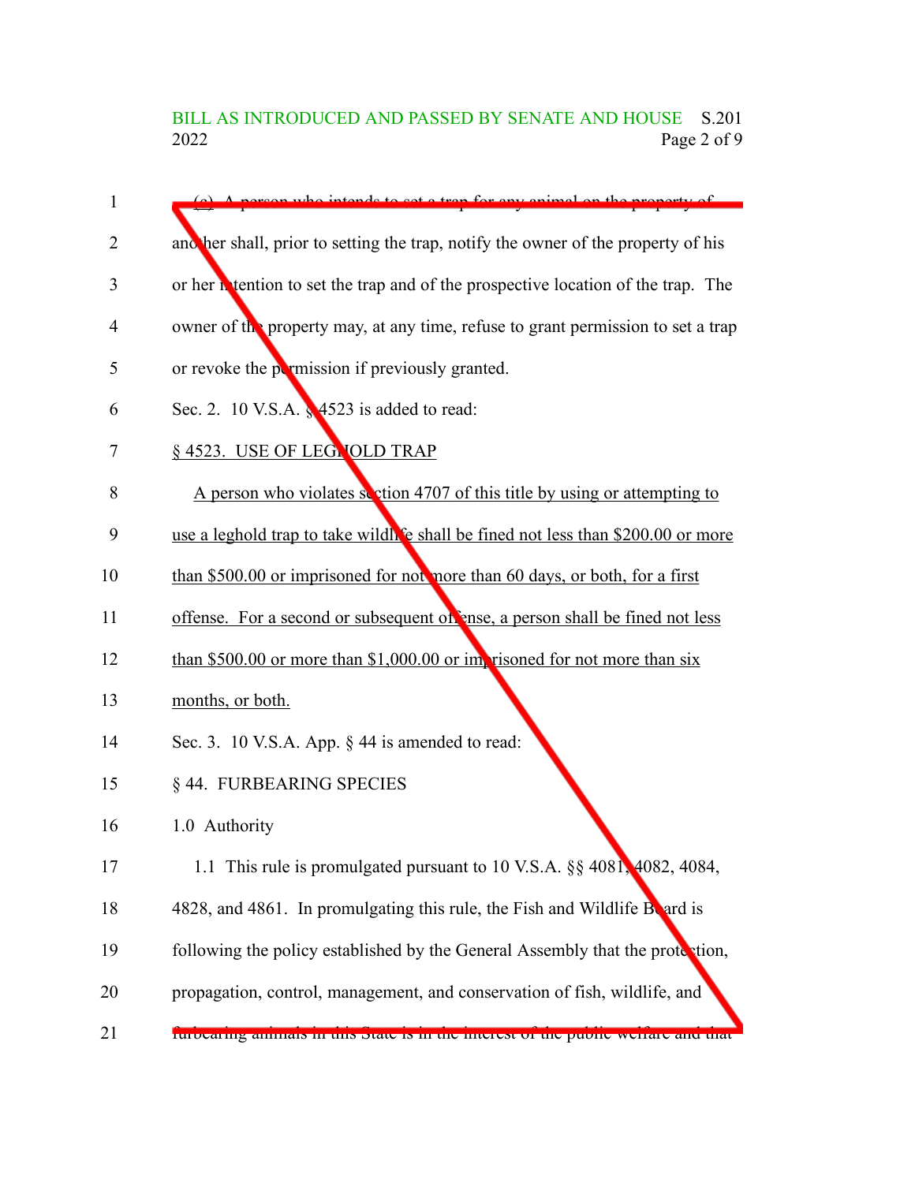(c) A person who intends to set a trap for any animal on the property of another shall, prior to setting the trap, notify the owner of the property of his or her intention to set the trap and of the prospective location of the trap. The owner of the property may, at any time, refuse to grant permission to set a trap or revoke the permission if previously granted.

Sec. 2. 10 V.S.A. § 4523 is added to read:

§ 4523. USE OF LEGHOLD TRAP

A person who violates section 4707 of this title by using or attempting to use a leghold trap to take wildlife shall be fined not less than $200.00 or more than $500.00 or imprisoned for not more than 60 days, or both, for a first offense. For a second or subsequent offense, a person shall be fined not less than $500.00 or more than $1,000.00 or imprisoned for not more than six months, or both.

Sec. 3. 10 V.S.A. App. § 44 is amended to read:

§ 44. FURBEARING SPECIES

1.0 Authority

1.1 This rule is promulgated pursuant to 10 V.S.A. §§ 4081, 4082, 4084, 4828, and 4861. In promulgating this rule, the Fish and Wildlife Board is following the policy established by the General Assembly that the protection, propagation, control, management, and conservation of fish, wildlife, and furbearing animals in this State is in the interest of the public welfare and that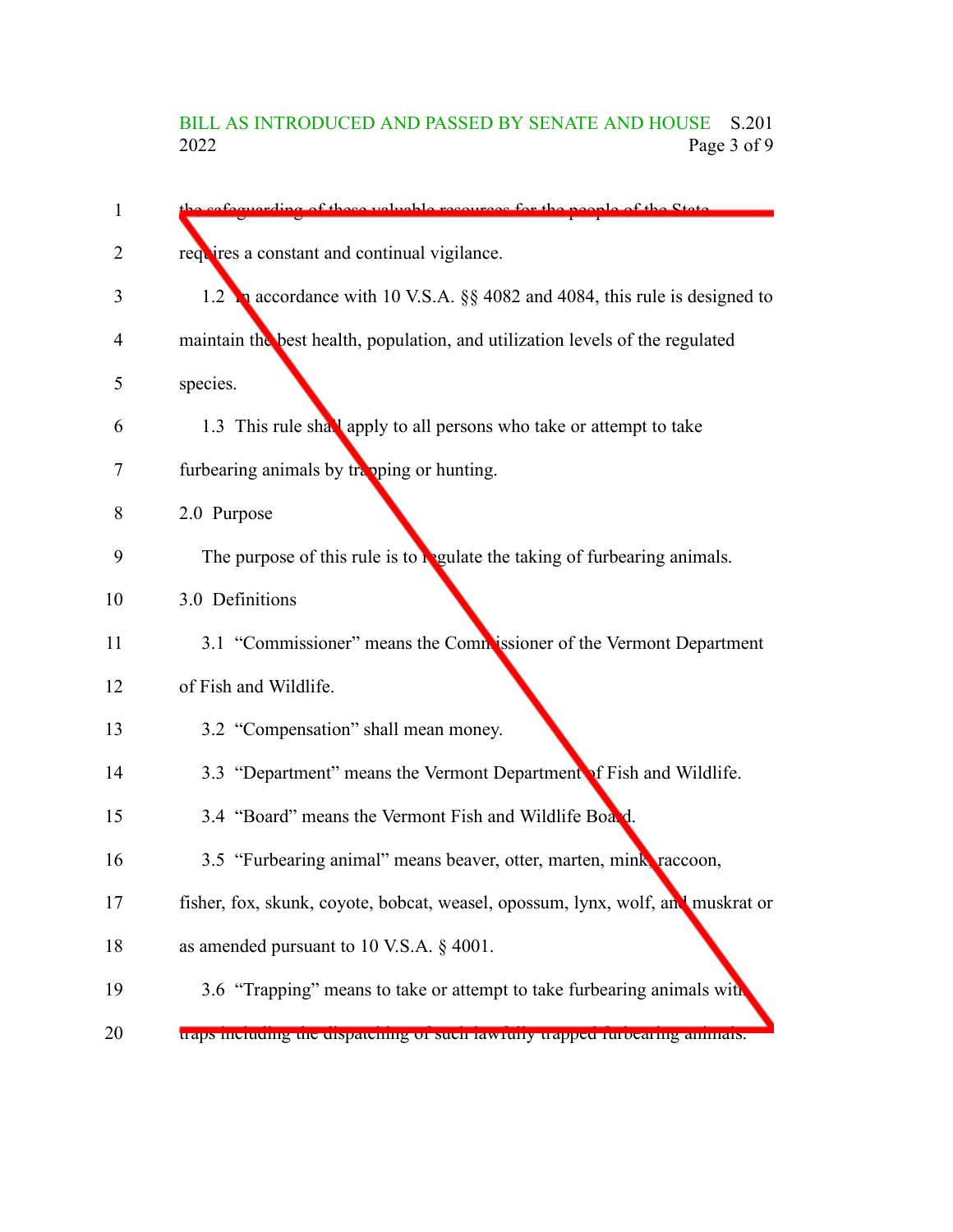the safeguarding of these valuable resources for the people of the State requires a constant and continual vigilance.

1.2 In accordance with 10 V.S.A. §§ 4082 and 4084, this rule is designed to maintain the best health, population, and utilization levels of the regulated species.

1.3 This rule shall apply to all persons who take or attempt to take furbearing animals by trapping or hunting.

2.0 Purpose

The purpose of this rule is to regulate the taking of furbearing animals.

3.0 Definitions

3.1 "Commissioner" means the Commissioner of the Vermont Department of Fish and Wildlife.

3.2 "Compensation" shall mean money.

3.3 "Department" means the Vermont Department of Fish and Wildlife.

3.4 "Board" means the Vermont Fish and Wildlife Board.

3.5 "Furbearing animal" means beaver, otter, marten, mink, raccoon, fisher, fox, skunk, coyote, bobcat, weasel, opossum, lynx, wolf, and muskrat or as amended pursuant to 10 V.S.A. § 4001.

3.6 "Trapping" means to take or attempt to take furbearing animals with traps including the dispatching of such lawfully trapped furbearing animals.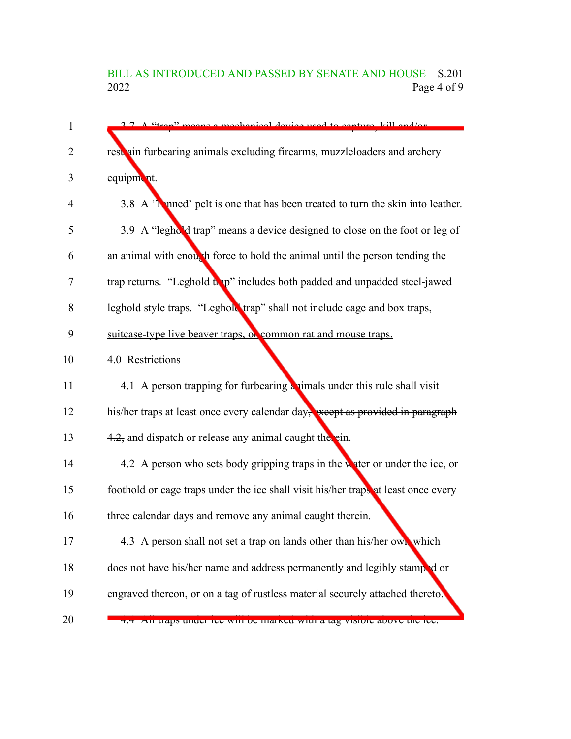3.7 A "trap" means a mechanical device used to capture, kill and/or restrain furbearing animals excluding firearms, muzzleloaders and archery equipment.

3.8 A 'Tanned' pelt is one that has been treated to turn the skin into leather.

<u>3.9 A "leghold trap" means a device designed to close on the foot or leg of an animal with enough force to hold the animal until the person tending the trap returns. "Leghold trap" includes both padded and unpadded steel-jawed leghold style traps. "Leghold trap" shall not include cage and box traps, suitcase-type live beaver traps, or common rat and mouse traps.</u>

4.0 Restrictions

4.1 A person trapping for furbearing animals under this rule shall visit his/her traps at least once every calendar day~~, except as provided in paragraph 4.2,~~ and dispatch or release any animal caught therein.

4.2 A person who sets body gripping traps in the water or under the ice, or foothold or cage traps under the ice shall visit his/her traps at least once every three calendar days and remove any animal caught therein.

4.3 A person shall not set a trap on lands other than his/her own which does not have his/her name and address permanently and legibly stamped or engraved thereon, or on a tag of rustless material securely attached thereto.

4.4 All traps under ice will be marked with a tag visible above the ice.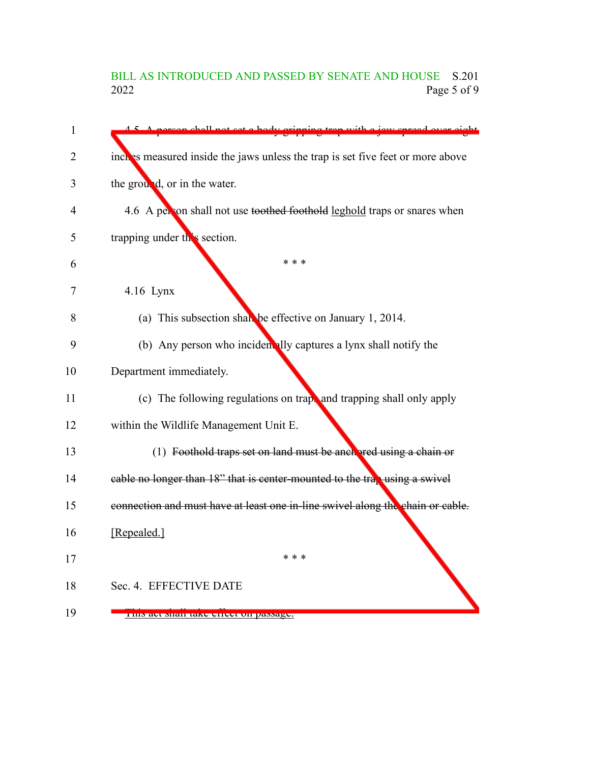4.5 A person shall not set a body-gripping trap with a jaw spread over eight inches measured inside the jaws unless the trap is set five feet or more above the ground, or in the water.

4.6 A person shall not use ~~toothed foothold~~ <u>leghold</u> traps or snares when trapping under this section.

\* \* \*

4.16 Lynx

(a) This subsection shall be effective on January 1, 2014.

(b) Any person who incidentally captures a lynx shall notify the Department immediately.

(c) The following regulations on traps and trapping shall only apply within the Wildlife Management Unit E.

(1) ~~Foothold traps set on land must be anchored using a chain or cable no longer than 18" that is center-mounted to the trap using a swivel connection and must have at least one in-line swivel along the chain or cable.~~ <u>[Repealed.]</u>

\* \* \*

Sec. 4. EFFECTIVE DATE

This act shall take effect on passage.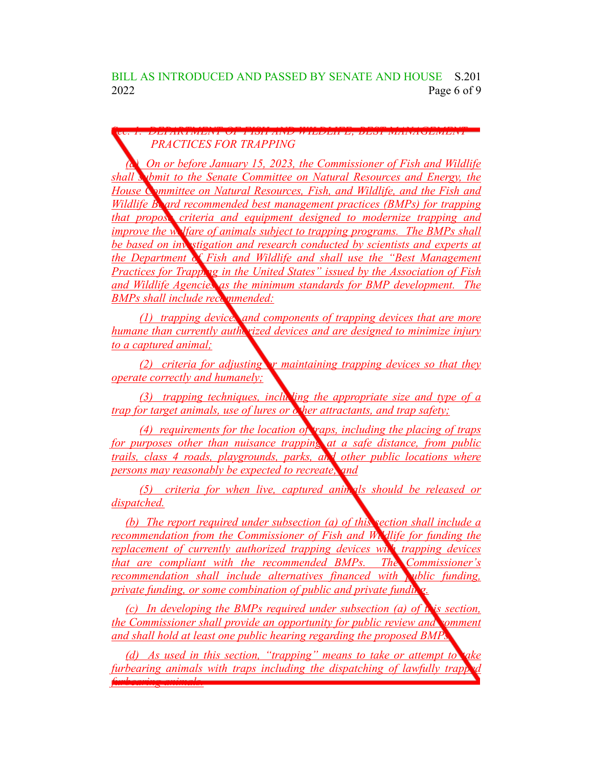*Sec. 1. DEPARTMENT OF FISH AND WILDLIFE; BEST MANAGEMENT PRACTICES FOR TRAPPING*

*(a) On or before January 15, 2023, the Commissioner of Fish and Wildlife shall submit to the Senate Committee on Natural Resources and Energy, the House Committee on Natural Resources, Fish, and Wildlife, and the Fish and Wildlife Board recommended best management practices (BMPs) for trapping that propose criteria and equipment designed to modernize trapping and improve the welfare of animals subject to trapping programs. The BMPs shall be based on investigation and research conducted by scientists and experts at the Department of Fish and Wildlife and shall use the "Best Management Practices for Trapping in the United States" issued by the Association of Fish and Wildlife Agencies as the minimum standards for BMP development. The BMPs shall include recommended:*

*(1) trapping devices and components of trapping devices that are more humane than currently authorized devices and are designed to minimize injury to a captured animal;*

*(2) criteria for adjusting or maintaining trapping devices so that they operate correctly and humanely;*

*(3) trapping techniques, including the appropriate size and type of a trap for target animals, use of lures or other attractants, and trap safety;*

*(4) requirements for the location of traps, including the placing of traps for purposes other than nuisance trapping at a safe distance, from public trails, class 4 roads, playgrounds, parks, and other public locations where persons may reasonably be expected to recreate; and*

*(5) criteria for when live, captured animals should be released or dispatched.*

*(b) The report required under subsection (a) of this section shall include a recommendation from the Commissioner of Fish and Wildlife for funding the replacement of currently authorized trapping devices with trapping devices that are compliant with the recommended BMPs. The Commissioner's recommendation shall include alternatives financed with public funding, private funding, or some combination of public and private funding.*

*(c) In developing the BMPs required under subsection (a) of this section, the Commissioner shall provide an opportunity for public review and comment and shall hold at least one public hearing regarding the proposed BMPs.*

*(d) As used in this section, "trapping" means to take or attempt to take furbearing animals with traps including the dispatching of lawfully trapped furbearing animals.*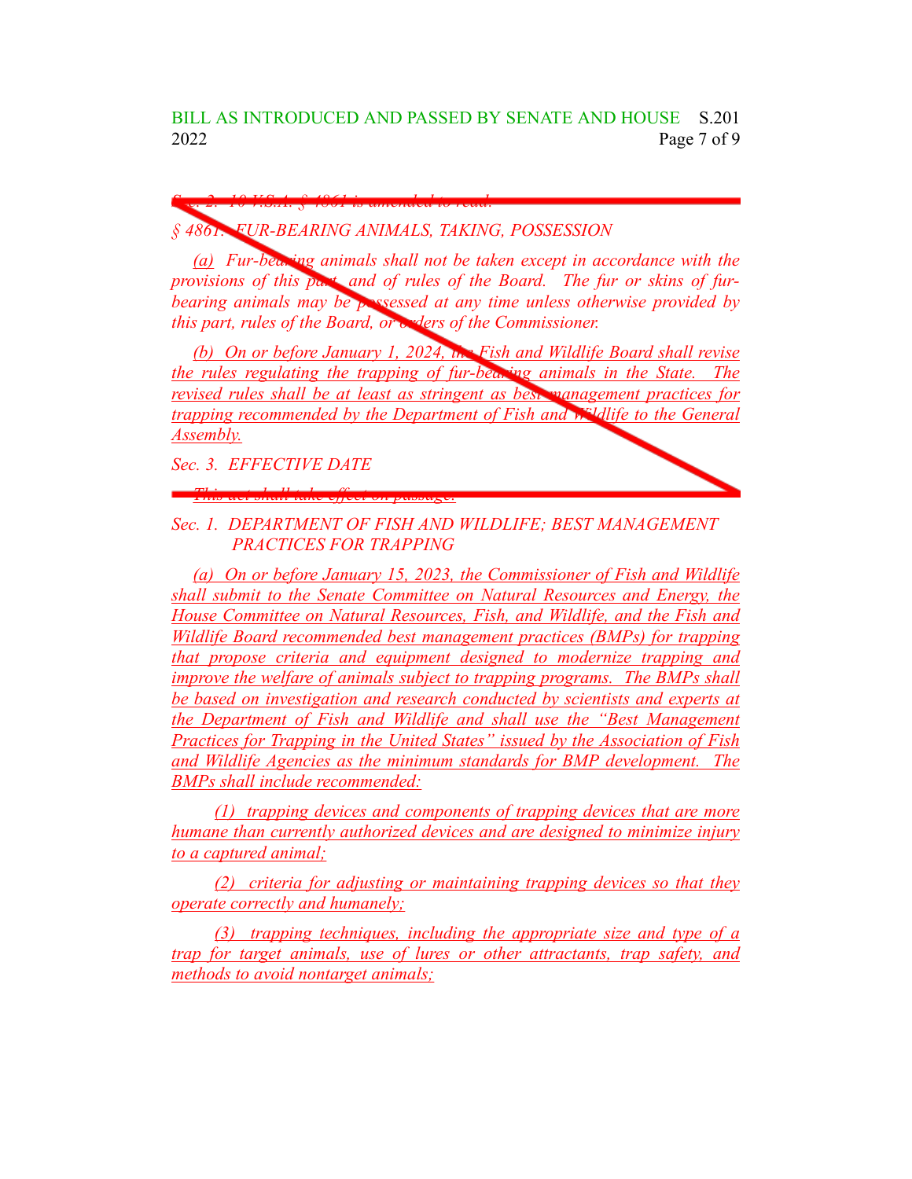*Sec. 2. 10 V.S.A. § 4861 is amended to read:*

*§ 4861. FUR-BEARING ANIMALS, TAKING, POSSESSION*

*(a) Fur-bearing animals shall not be taken except in accordance with the provisions of this part, and of rules of the Board. The fur or skins of fur-bearing animals may be possessed at any time unless otherwise provided by this part, rules of the Board, or orders of the Commissioner.*

*(b) On or before January 1, 2024, the Fish and Wildlife Board shall revise the rules regulating the trapping of fur-bearing animals in the State. The revised rules shall be at least as stringent as best management practices for trapping recommended by the Department of Fish and Wildlife to the General Assembly.*

*Sec. 3. EFFECTIVE DATE*

*This act shall take effect on passage.*

*Sec. 1. DEPARTMENT OF FISH AND WILDLIFE; BEST MANAGEMENT PRACTICES FOR TRAPPING*

*(a) On or before January 15, 2023, the Commissioner of Fish and Wildlife shall submit to the Senate Committee on Natural Resources and Energy, the House Committee on Natural Resources, Fish, and Wildlife, and the Fish and Wildlife Board recommended best management practices (BMPs) for trapping that propose criteria and equipment designed to modernize trapping and improve the welfare of animals subject to trapping programs. The BMPs shall be based on investigation and research conducted by scientists and experts at the Department of Fish and Wildlife and shall use the "Best Management Practices for Trapping in the United States" issued by the Association of Fish and Wildlife Agencies as the minimum standards for BMP development. The BMPs shall include recommended:*

*(1) trapping devices and components of trapping devices that are more humane than currently authorized devices and are designed to minimize injury to a captured animal;*

*(2) criteria for adjusting or maintaining trapping devices so that they operate correctly and humanely;*

*(3) trapping techniques, including the appropriate size and type of a trap for target animals, use of lures or other attractants, trap safety, and methods to avoid nontarget animals;*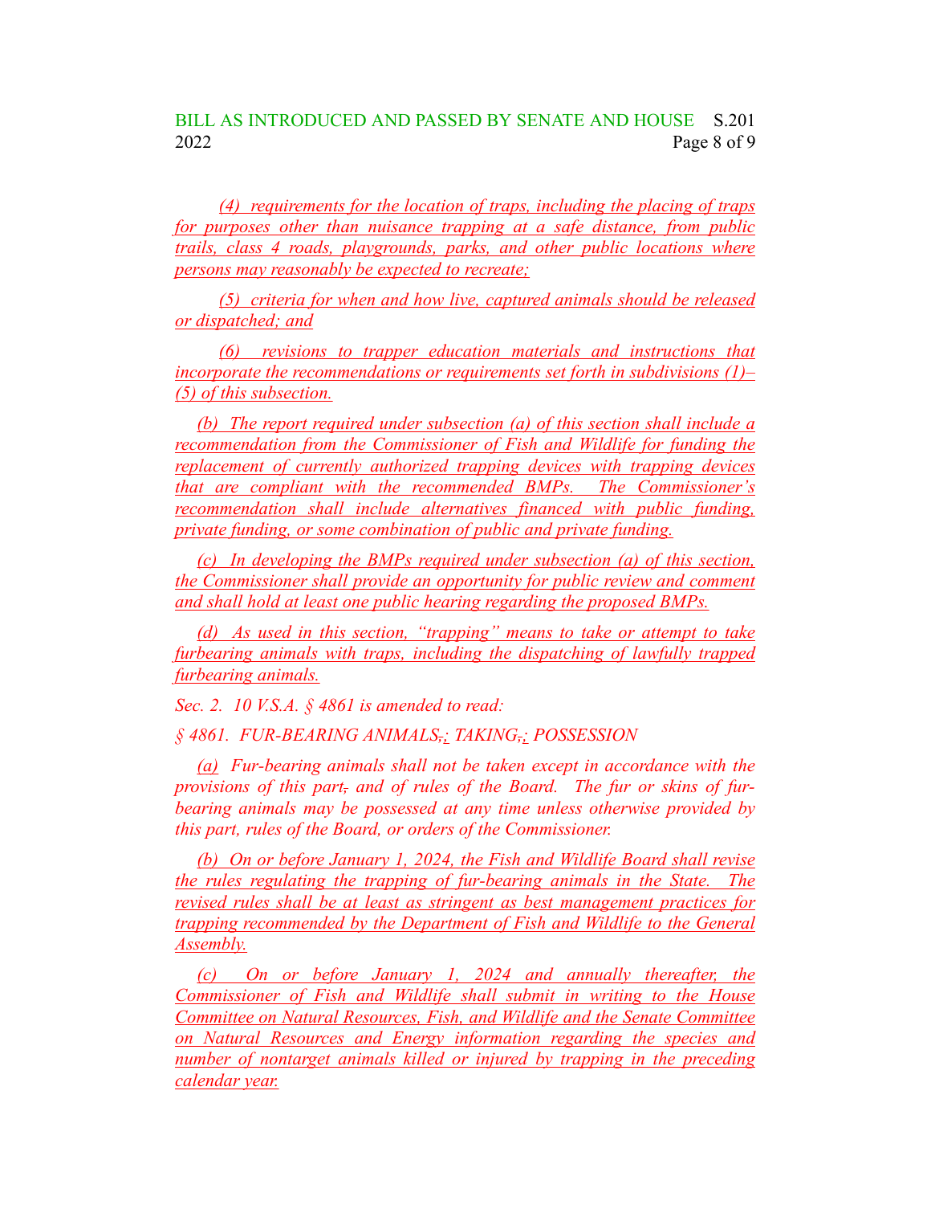(4) requirements for the location of traps, including the placing of traps for purposes other than nuisance trapping at a safe distance, from public trails, class 4 roads, playgrounds, parks, and other public locations where persons may reasonably be expected to recreate;

(5) criteria for when and how live, captured animals should be released or dispatched; and

(6) revisions to trapper education materials and instructions that incorporate the recommendations or requirements set forth in subdivisions (1)–(5) of this subsection.

(b) The report required under subsection (a) of this section shall include a recommendation from the Commissioner of Fish and Wildlife for funding the replacement of currently authorized trapping devices with trapping devices that are compliant with the recommended BMPs. The Commissioner's recommendation shall include alternatives financed with public funding, private funding, or some combination of public and private funding.

(c) In developing the BMPs required under subsection (a) of this section, the Commissioner shall provide an opportunity for public review and comment and shall hold at least one public hearing regarding the proposed BMPs.

(d) As used in this section, "trapping" means to take or attempt to take furbearing animals with traps, including the dispatching of lawfully trapped furbearing animals.

Sec. 2. 10 V.S.A. § 4861 is amended to read:

§ 4861. FUR-BEARING ANIMALS,; TAKING,; POSSESSION

(a) Fur-bearing animals shall not be taken except in accordance with the provisions of this part, and of rules of the Board. The fur or skins of fur-bearing animals may be possessed at any time unless otherwise provided by this part, rules of the Board, or orders of the Commissioner.

(b) On or before January 1, 2024, the Fish and Wildlife Board shall revise the rules regulating the trapping of fur-bearing animals in the State. The revised rules shall be at least as stringent as best management practices for trapping recommended by the Department of Fish and Wildlife to the General Assembly.

(c) On or before January 1, 2024 and annually thereafter, the Commissioner of Fish and Wildlife shall submit in writing to the House Committee on Natural Resources, Fish, and Wildlife and the Senate Committee on Natural Resources and Energy information regarding the species and number of nontarget animals killed or injured by trapping in the preceding calendar year.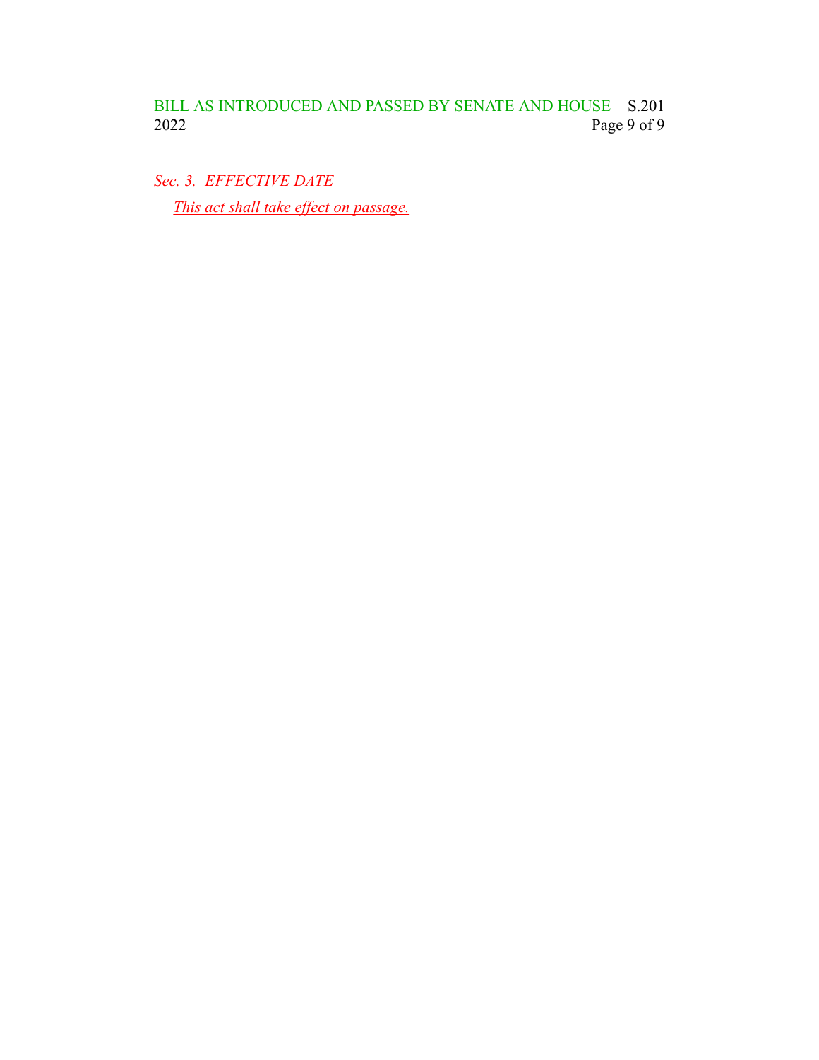*Sec. 3. EFFECTIVE DATE*

<u>*This act shall take effect on passage.*</u>